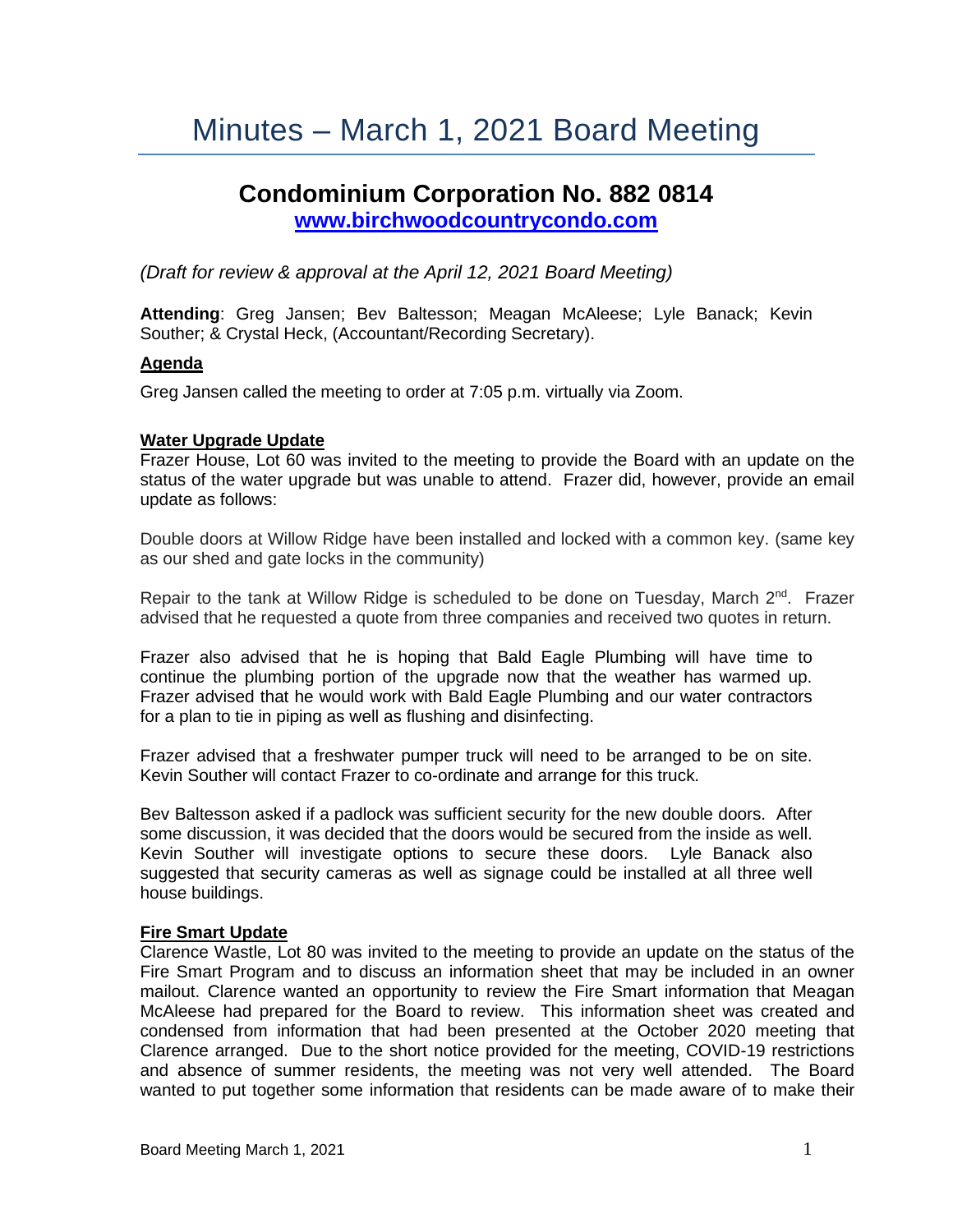# Minutes – March 1, 2021 Board Meeting

## Condominium Corporation No. 882 0814

**[www.birchwoodcountrycondo.com](http://www.birchwoodcountrycondo.com)**

*(Draft for review & approval at the April 12, 2021 Board Meeting)*

**Attending**: Greg Jansen; Bev Baltesson; Meagan McAleese; Lyle Banack; Kevin Souther; & Crystal Heck, (Accountant/Recording Secretary).

### Agenda

Greg Jansen called the meeting to order at 7:05 p.m. virtually via Zoom.

### Water Upgrade Update

Frazer House, Lot 60 was invited to the meeting to provide the Board with an update on the status of the water upgrade but was unable to attend. Frazer did, however, provide an email update as follows:

Double doors at Willow Ridge have been installed and locked with a common key. (same key as our shed and gate locks in the community)

Repair to the tank at Willow Ridge is scheduled to be done on Tuesday, March 2nd. Frazer advised that he requested a quote from three companies and received two quotes in return.

Frazer also advised that he is hoping that Bald Eagle Plumbing will have time to continue the plumbing portion of the upgrade now that the weather has warmed up. Frazer advised that he would work with Bald Eagle Plumbing and our water contractors for a plan to tie in piping as well as flushing and disinfecting.

Frazer advised that a freshwater pumper truck will need to be arranged to be on site. Kevin Souther will contact Frazer to co-ordinate and arrange for this truck.

Bev Baltesson asked if a padlock was sufficient security for the new double doors. After some discussion, it was decided that the doors would be secured from the inside as well. Kevin Souther will investigate options to secure these doors. Lyle Banack also suggested that security cameras as well as signage could be installed at all three well house buildings.

### Fire Smart Update

Clarence Wastle, Lot 80 was invited to the meeting to provide an update on the status of the Fire Smart Program and to discuss an information sheet that may be included in an owner mailout. Clarence wanted an opportunity to review the Fire Smart information that Meagan McAleese had prepared for the Board to review. This information sheet was created and condensed from information that had been presented at the October 2020 meeting that Clarence arranged. Due to the short notice provided for the meeting, COVID-19 restrictions and absence of summer residents, the meeting was not very well attended. The Board wanted to put together some information that residents can be made aware of to make their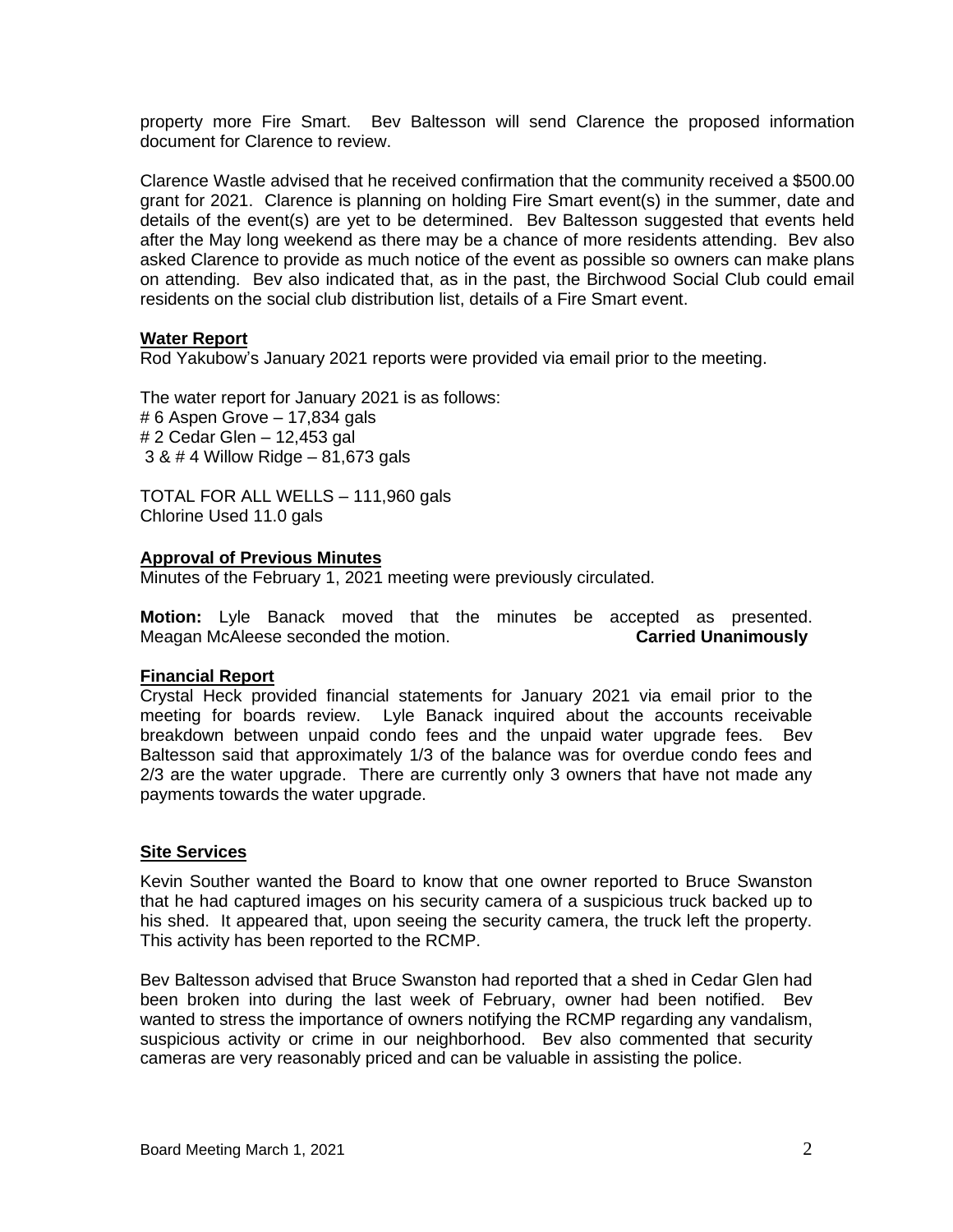property more Fire Smart. Bev Baltesson will send Clarence the proposed information document for Clarence to review.

Clarence Wastle advised that he received confirmation that the community received a $500.00 grant for 2021. Clarence is planning on holding Fire Smart event(s) in the summer, date and details of the event(s) are yet to be determined. Bev Baltesson suggested that events held after the May long weekend as there may be a chance of more residents attending. Bev also asked Clarence to provide as much notice of the event as possible so owners can make plans on attending. Bev also indicated that, as in the past, the Birchwood Social Club could email residents on the social club distribution list, details of a Fire Smart event.

**Water Report**

Rod Yakubow's January 2021 reports were provided via email prior to the meeting.

The water report for January 2021 is as follows:
# 6 Aspen Grove – 17,834 gals
# 2 Cedar Glen – 12,453 gal
3 & # 4 Willow Ridge – 81,673 gals

TOTAL FOR ALL WELLS – 111,960 gals
Chlorine Used 11.0 gals

**Approval of Previous Minutes**

Minutes of the February 1, 2021 meeting were previously circulated.

**Motion:** Lyle Banack moved that the minutes be accepted as presented. Meagan McAleese seconded the motion. **Carried Unanimously**

**Financial Report**

Crystal Heck provided financial statements for January 2021 via email prior to the meeting for boards review. Lyle Banack inquired about the accounts receivable breakdown between unpaid condo fees and the unpaid water upgrade fees. Bev Baltesson said that approximately 1/3 of the balance was for overdue condo fees and 2/3 are the water upgrade. There are currently only 3 owners that have not made any payments towards the water upgrade.

**Site Services**

Kevin Souther wanted the Board to know that one owner reported to Bruce Swanston that he had captured images on his security camera of a suspicious truck backed up to his shed. It appeared that, upon seeing the security camera, the truck left the property. This activity has been reported to the RCMP.

Bev Baltesson advised that Bruce Swanston had reported that a shed in Cedar Glen had been broken into during the last week of February, owner had been notified. Bev wanted to stress the importance of owners notifying the RCMP regarding any vandalism, suspicious activity or crime in our neighborhood. Bev also commented that security cameras are very reasonably priced and can be valuable in assisting the police.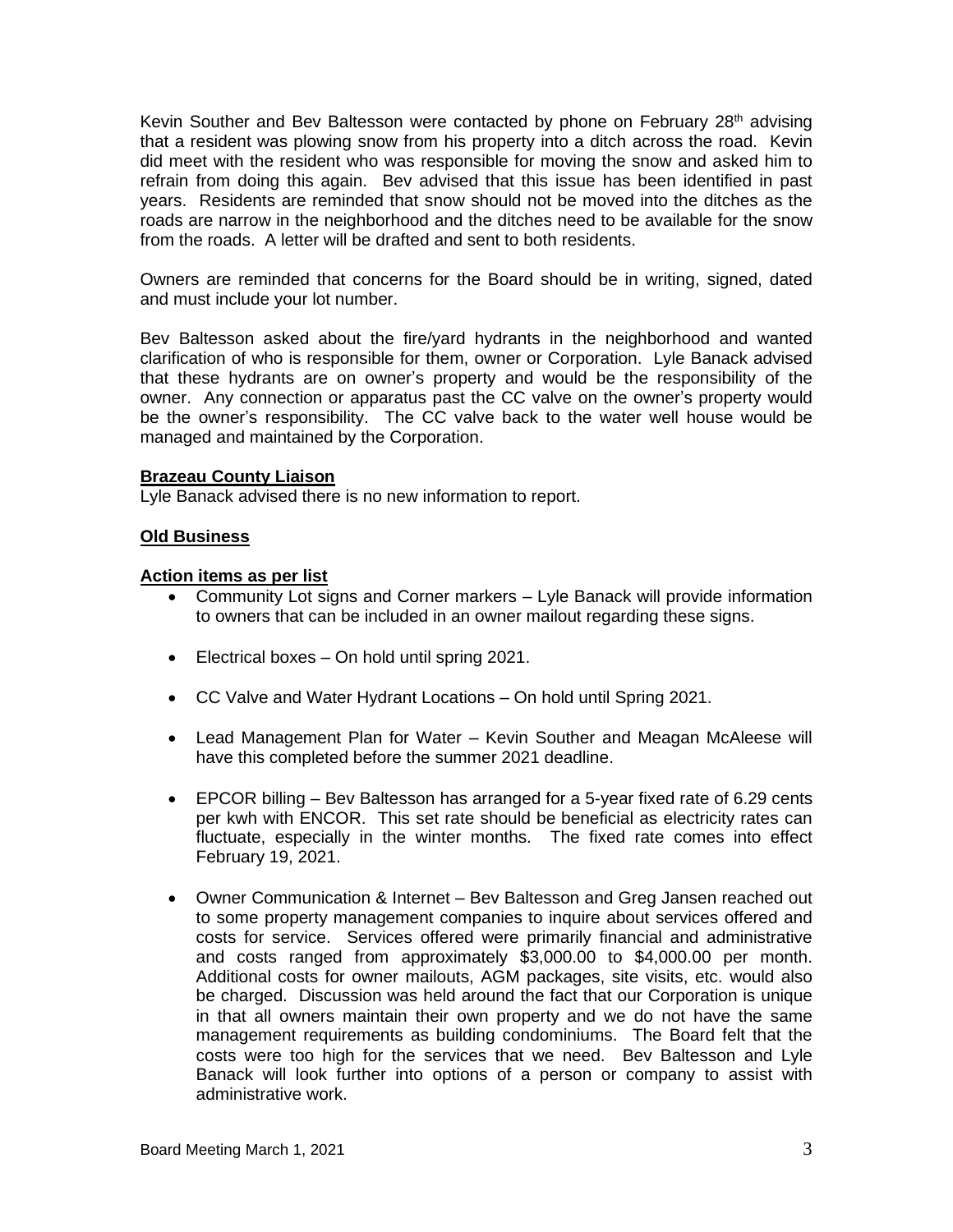Kevin Souther and Bev Baltesson were contacted by phone on February 28th advising that a resident was plowing snow from his property into a ditch across the road. Kevin did meet with the resident who was responsible for moving the snow and asked him to refrain from doing this again. Bev advised that this issue has been identified in past years. Residents are reminded that snow should not be moved into the ditches as the roads are narrow in the neighborhood and the ditches need to be available for the snow from the roads. A letter will be drafted and sent to both residents.

Owners are reminded that concerns for the Board should be in writing, signed, dated and must include your lot number.

Bev Baltesson asked about the fire/yard hydrants in the neighborhood and wanted clarification of who is responsible for them, owner or Corporation. Lyle Banack advised that these hydrants are on owner's property and would be the responsibility of the owner. Any connection or apparatus past the CC valve on the owner's property would be the owner's responsibility. The CC valve back to the water well house would be managed and maintained by the Corporation.

**Brazeau County Liaison**

Lyle Banack advised there is no new information to report.

**Old Business**

**Action items as per list**

- Community Lot signs and Corner markers – Lyle Banack will provide information to owners that can be included in an owner mailout regarding these signs.
- Electrical boxes – On hold until spring 2021.
- CC Valve and Water Hydrant Locations – On hold until Spring 2021.
- Lead Management Plan for Water – Kevin Souther and Meagan McAleese will have this completed before the summer 2021 deadline.
- EPCOR billing – Bev Baltesson has arranged for a 5-year fixed rate of 6.29 cents per kwh with ENCOR. This set rate should be beneficial as electricity rates can fluctuate, especially in the winter months. The fixed rate comes into effect February 19, 2021.
- Owner Communication & Internet – Bev Baltesson and Greg Jansen reached out to some property management companies to inquire about services offered and costs for service. Services offered were primarily financial and administrative and costs ranged from approximately $3,000.00 to $4,000.00 per month. Additional costs for owner mailouts, AGM packages, site visits, etc. would also be charged. Discussion was held around the fact that our Corporation is unique in that all owners maintain their own property and we do not have the same management requirements as building condominiums. The Board felt that the costs were too high for the services that we need. Bev Baltesson and Lyle Banack will look further into options of a person or company to assist with administrative work.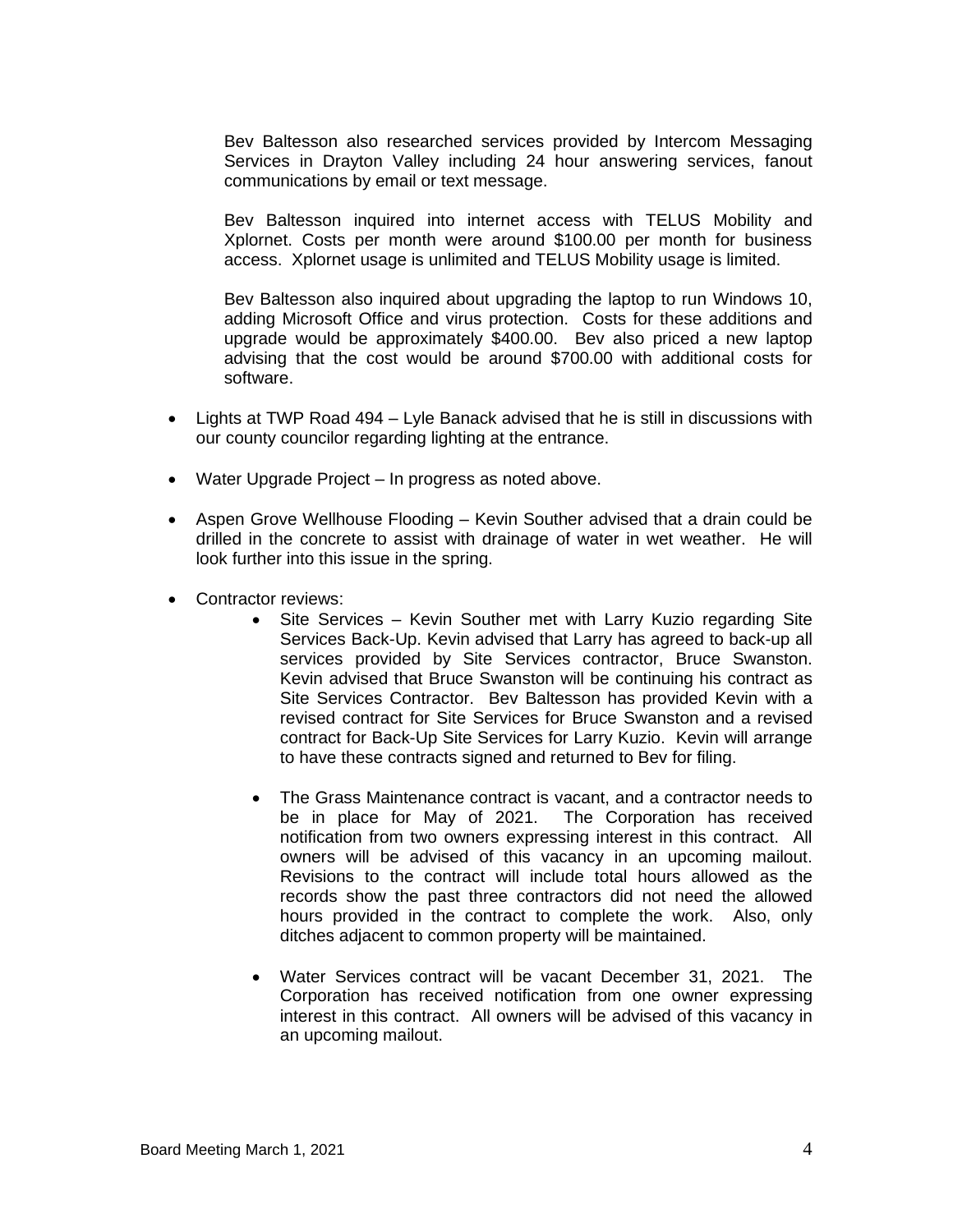Bev Baltesson also researched services provided by Intercom Messaging Services in Drayton Valley including 24 hour answering services, fanout communications by email or text message.

Bev Baltesson inquired into internet access with TELUS Mobility and Xplornet. Costs per month were around $100.00 per month for business access. Xplornet usage is unlimited and TELUS Mobility usage is limited.

Bev Baltesson also inquired about upgrading the laptop to run Windows 10, adding Microsoft Office and virus protection. Costs for these additions and upgrade would be approximately $400.00. Bev also priced a new laptop advising that the cost would be around $700.00 with additional costs for software.

- Lights at TWP Road 494 – Lyle Banack advised that he is still in discussions with our county councilor regarding lighting at the entrance.
- Water Upgrade Project – In progress as noted above.
- Aspen Grove Wellhouse Flooding – Kevin Souther advised that a drain could be drilled in the concrete to assist with drainage of water in wet weather. He will look further into this issue in the spring.
- Contractor reviews:
    - Site Services – Kevin Souther met with Larry Kuzio regarding Site Services Back-Up. Kevin advised that Larry has agreed to back-up all services provided by Site Services contractor, Bruce Swanston. Kevin advised that Bruce Swanston will be continuing his contract as Site Services Contractor. Bev Baltesson has provided Kevin with a revised contract for Site Services for Bruce Swanston and a revised contract for Back-Up Site Services for Larry Kuzio. Kevin will arrange to have these contracts signed and returned to Bev for filing.
    - The Grass Maintenance contract is vacant, and a contractor needs to be in place for May of 2021. The Corporation has received notification from two owners expressing interest in this contract. All owners will be advised of this vacancy in an upcoming mailout. Revisions to the contract will include total hours allowed as the records show the past three contractors did not need the allowed hours provided in the contract to complete the work. Also, only ditches adjacent to common property will be maintained.
    - Water Services contract will be vacant December 31, 2021. The Corporation has received notification from one owner expressing interest in this contract. All owners will be advised of this vacancy in an upcoming mailout.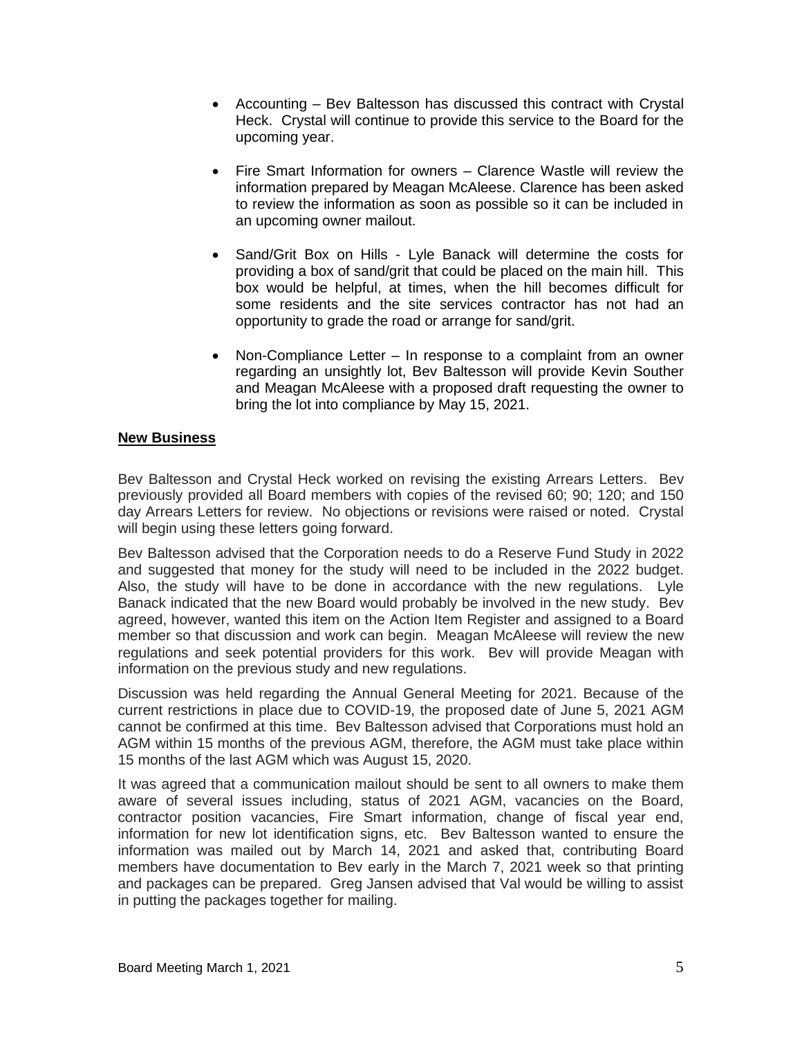- Accounting – Bev Baltesson has discussed this contract with Crystal Heck. Crystal will continue to provide this service to the Board for the upcoming year.

- Fire Smart Information for owners – Clarence Wastle will review the information prepared by Meagan McAleese. Clarence has been asked to review the information as soon as possible so it can be included in an upcoming owner mailout.

- Sand/Grit Box on Hills - Lyle Banack will determine the costs for providing a box of sand/grit that could be placed on the main hill. This box would be helpful, at times, when the hill becomes difficult for some residents and the site services contractor has not had an opportunity to grade the road or arrange for sand/grit.

- Non-Compliance Letter – In response to a complaint from an owner regarding an unsightly lot, Bev Baltesson will provide Kevin Souther and Meagan McAleese with a proposed draft requesting the owner to bring the lot into compliance by May 15, 2021.

**New Business**

Bev Baltesson and Crystal Heck worked on revising the existing Arrears Letters. Bev previously provided all Board members with copies of the revised 60; 90; 120; and 150 day Arrears Letters for review. No objections or revisions were raised or noted. Crystal will begin using these letters going forward.

Bev Baltesson advised that the Corporation needs to do a Reserve Fund Study in 2022 and suggested that money for the study will need to be included in the 2022 budget. Also, the study will have to be done in accordance with the new regulations. Lyle Banack indicated that the new Board would probably be involved in the new study. Bev agreed, however, wanted this item on the Action Item Register and assigned to a Board member so that discussion and work can begin. Meagan McAleese will review the new regulations and seek potential providers for this work. Bev will provide Meagan with information on the previous study and new regulations.

Discussion was held regarding the Annual General Meeting for 2021. Because of the current restrictions in place due to COVID-19, the proposed date of June 5, 2021 AGM cannot be confirmed at this time. Bev Baltesson advised that Corporations must hold an AGM within 15 months of the previous AGM, therefore, the AGM must take place within 15 months of the last AGM which was August 15, 2020.

It was agreed that a communication mailout should be sent to all owners to make them aware of several issues including, status of 2021 AGM, vacancies on the Board, contractor position vacancies, Fire Smart information, change of fiscal year end, information for new lot identification signs, etc. Bev Baltesson wanted to ensure the information was mailed out by March 14, 2021 and asked that, contributing Board members have documentation to Bev early in the March 7, 2021 week so that printing and packages can be prepared. Greg Jansen advised that Val would be willing to assist in putting the packages together for mailing.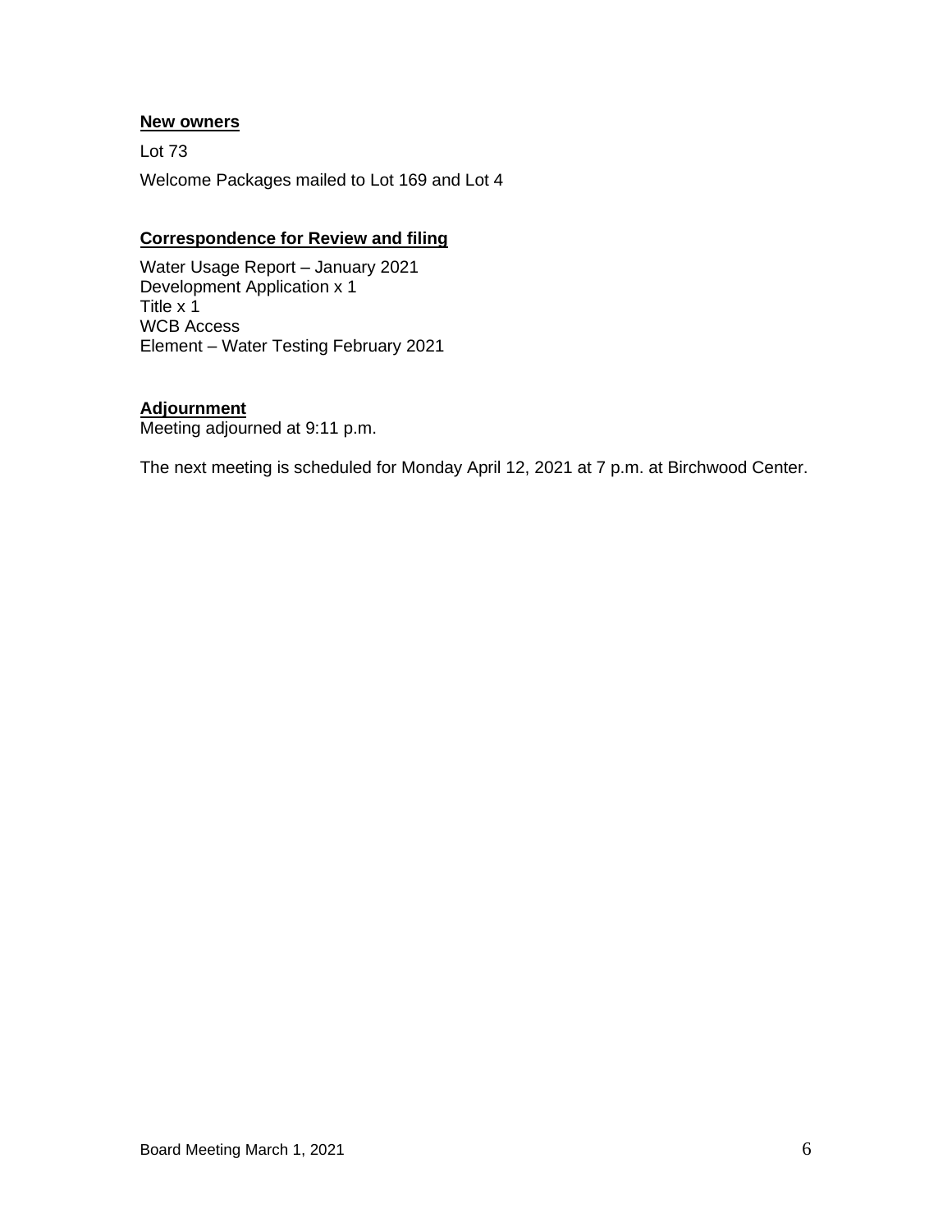**New owners**

Lot 73

Welcome Packages mailed to Lot 169 and Lot 4

**Correspondence for Review and filing**

Water Usage Report – January 2021
Development Application x 1
Title x 1
WCB Access
Element – Water Testing February 2021

**Adjournment**

Meeting adjourned at 9:11 p.m.

The next meeting is scheduled for Monday April 12, 2021 at 7 p.m. at Birchwood Center.